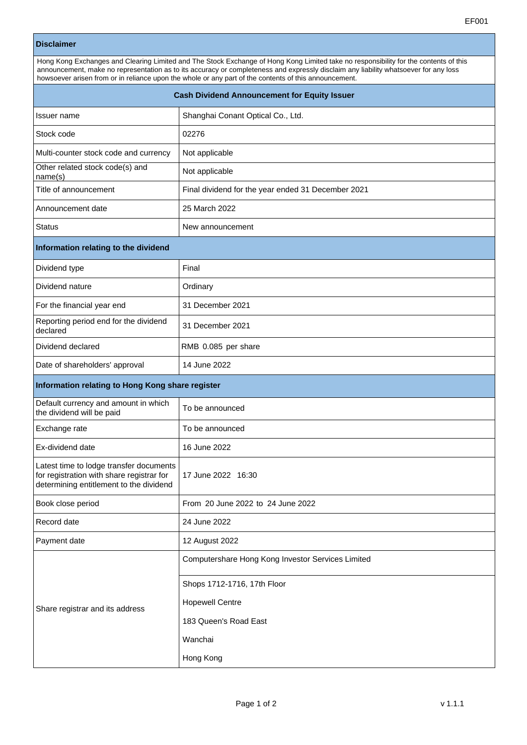EF001

## Disclaimer

Hong Kong Exchanges and Clearing Limited and The Stock Exchange of Hong Kong Limited take no responsibility for the contents of this announcement, make no representation as to its accuracy or completeness and expressly disclaim any liability whatsoever for any loss howsoever arisen from or in reliance upon the whole or any part of the contents of this announcement.

## Cash Dividend Announcement for Equity Issuer

| | |
|---|---|
| Issuer name | Shanghai Conant Optical Co., Ltd. |
| Stock code | 02276 |
| Multi-counter stock code and currency | Not applicable |
| Other related stock code(s) and name(s) | Not applicable |
| Title of announcement | Final dividend for the year ended 31 December 2021 |
| Announcement date | 25 March 2022 |
| Status | New announcement |

### Information relating to the dividend

| | |
|---|---|
| Dividend type | Final |
| Dividend nature | Ordinary |
| For the financial year end | 31 December 2021 |
| Reporting period end for the dividend declared | 31 December 2021 |
| Dividend declared | RMB 0.085 per share |
| Date of shareholders' approval | 14 June 2022 |

### Information relating to Hong Kong share register

| | |
|---|---|
| Default currency and amount in which the dividend will be paid | To be announced |
| Exchange rate | To be announced |
| Ex-dividend date | 16 June 2022 |
| Latest time to lodge transfer documents for registration with share registrar for determining entitlement to the dividend | 17 June 2022 16:30 |
| Book close period | From 20 June 2022 to 24 June 2022 |
| Record date | 24 June 2022 |
| Payment date | 12 August 2022 |
| Share registrar and its address | Computershare Hong Kong Investor Services Limited<br>Shops 1712-1716, 17th Floor<br>Hopewell Centre<br>183 Queen's Road East<br>Wanchai<br>Hong Kong |

v 1.1.1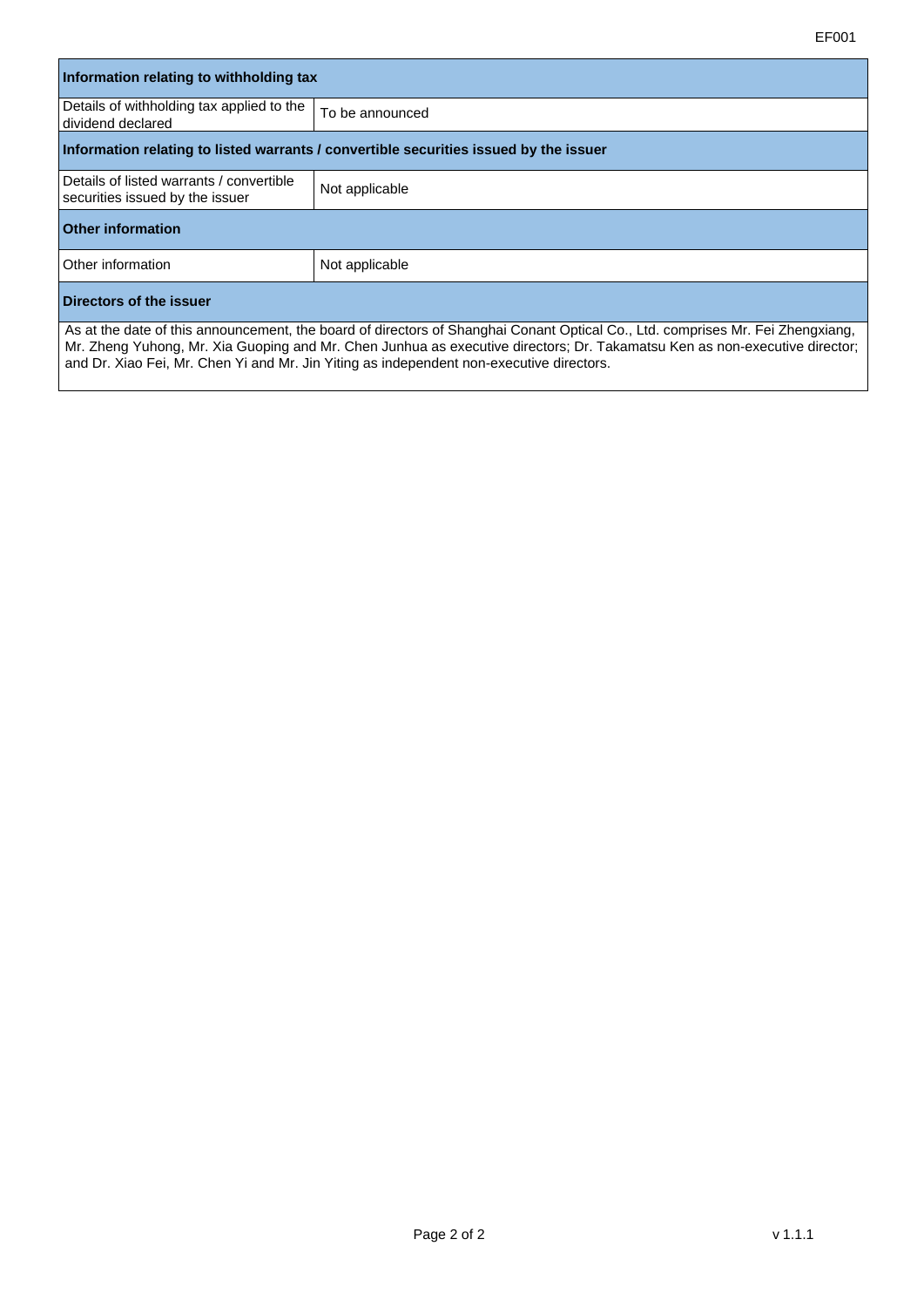| Information relating to withholding tax | |
|---|---|
| Details of withholding tax applied to the dividend declared | To be announced |

| Information relating to listed warrants / convertible securities issued by the issuer | |
|---|---|
| Details of listed warrants / convertible securities issued by the issuer | Not applicable |

| Other information | |
|---|---|
| Other information | Not applicable |

**Directors of the issuer**

As at the date of this announcement, the board of directors of Shanghai Conant Optical Co., Ltd. comprises Mr. Fei Zhengxiang, Mr. Zheng Yuhong, Mr. Xia Guoping and Mr. Chen Junhua as executive directors; Dr. Takamatsu Ken as non-executive director; and Dr. Xiao Fei, Mr. Chen Yi and Mr. Jin Yiting as independent non-executive directors.